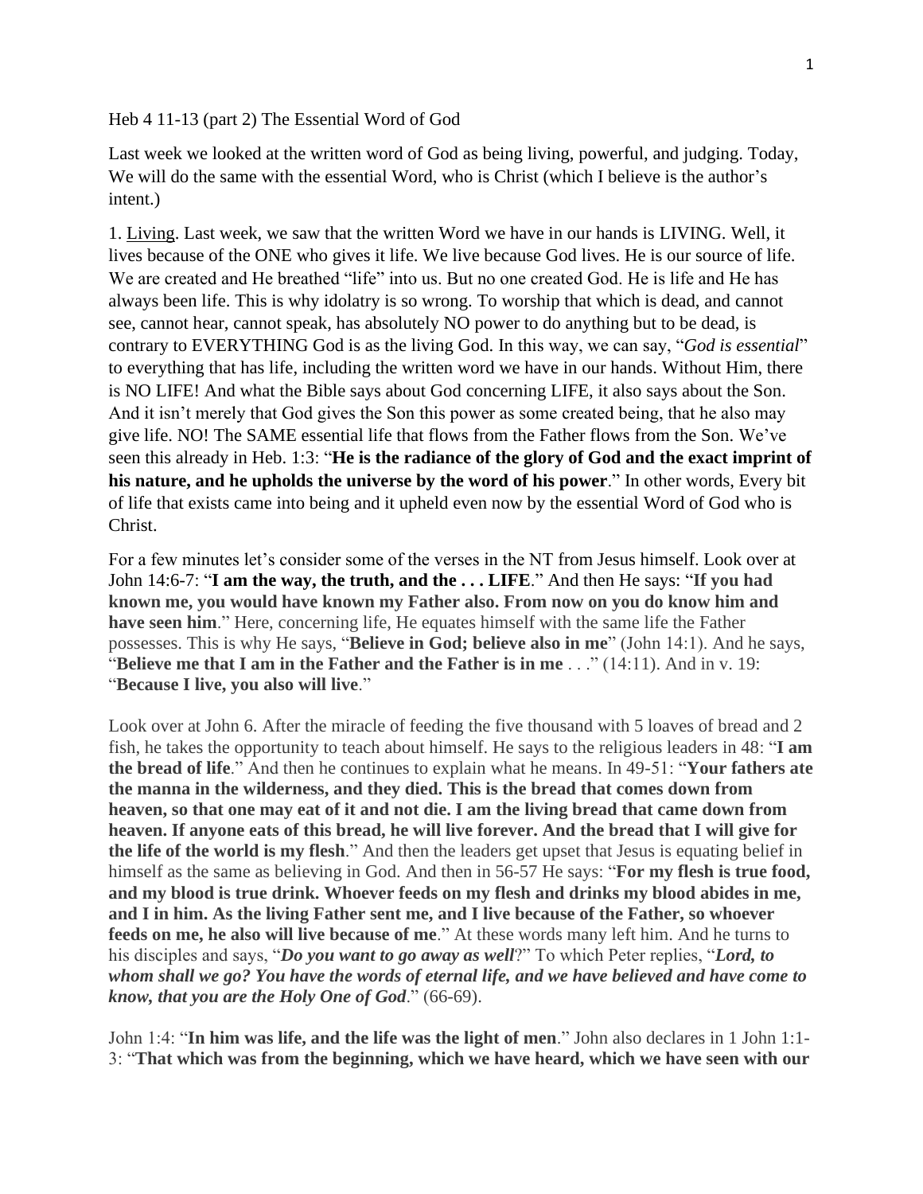Heb 4 11-13 (part 2) The Essential Word of God

Last week we looked at the written word of God as being living, powerful, and judging. Today, We will do the same with the essential Word, who is Christ (which I believe is the author's intent.)

1. Living. Last week, we saw that the written Word we have in our hands is LIVING. Well, it lives because of the ONE who gives it life. We live because God lives. He is our source of life. We are created and He breathed "life" into us. But no one created God. He is life and He has always been life. This is why idolatry is so wrong. To worship that which is dead, and cannot see, cannot hear, cannot speak, has absolutely NO power to do anything but to be dead, is contrary to EVERYTHING God is as the living God. In this way, we can say, "*God is essential*" to everything that has life, including the written word we have in our hands. Without Him, there is NO LIFE! And what the Bible says about God concerning LIFE, it also says about the Son. And it isn't merely that God gives the Son this power as some created being, that he also may give life. NO! The SAME essential life that flows from the Father flows from the Son. We've seen this already in Heb. 1:3: "**He is the radiance of the glory of God and the exact imprint of his nature, and he upholds the universe by the word of his power**." In other words, Every bit of life that exists came into being and it upheld even now by the essential Word of God who is Christ.

For a few minutes let's consider some of the verses in the NT from Jesus himself. Look over at John 14:6-7: "**I am the way, the truth, and the . . . LIFE**." And then He says: "**If you had known me, you would have known my Father also. From now on you do know him and have seen him**." Here, concerning life, He equates himself with the same life the Father possesses. This is why He says, "**Believe in God; believe also in me**" (John 14:1). And he says, "**Believe me that I am in the Father and the Father is in me** . . ." (14:11). And in v. 19: "**Because I live, you also will live**."

Look over at John 6. After the miracle of feeding the five thousand with 5 loaves of bread and 2 fish, he takes the opportunity to teach about himself. He says to the religious leaders in 48: "**I am the bread of life**." And then he continues to explain what he means. In 49-51: "**Your fathers ate the manna in the wilderness, and they died. This is the bread that comes down from heaven, so that one may eat of it and not die. I am the living bread that came down from heaven. If anyone eats of this bread, he will live forever. And the bread that I will give for the life of the world is my flesh**." And then the leaders get upset that Jesus is equating belief in himself as the same as believing in God. And then in 56-57 He says: "**For my flesh is true food, and my blood is true drink. Whoever feeds on my flesh and drinks my blood abides in me, and I in him. As the living Father sent me, and I live because of the Father, so whoever feeds on me, he also will live because of me**." At these words many left him. And he turns to his disciples and says, "***Do you want to go away as well***?" To which Peter replies, "***Lord, to whom shall we go? You have the words of eternal life, and we have believed and have come to know, that you are the Holy One of God***." (66-69).

John 1:4: "**In him was life, and the life was the light of men**." John also declares in 1 John 1:1-3: "**That which was from the beginning, which we have heard, which we have seen with our**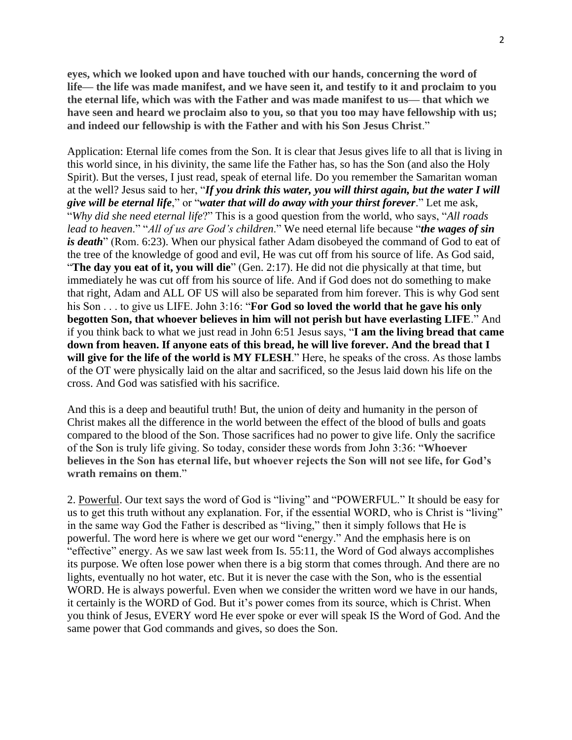**eyes, which we looked upon and have touched with our hands, concerning the word of life— the life was made manifest, and we have seen it, and testify to it and proclaim to you the eternal life, which was with the Father and was made manifest to us— that which we have seen and heard we proclaim also to you, so that you too may have fellowship with us; and indeed our fellowship is with the Father and with his Son Jesus Christ**."

Application: Eternal life comes from the Son. It is clear that Jesus gives life to all that is living in this world since, in his divinity, the same life the Father has, so has the Son (and also the Holy Spirit). But the verses, I just read, speak of eternal life. Do you remember the Samaritan woman at the well? Jesus said to her, "***If you drink this water, you will thirst again, but the water I will give will be eternal life***," or "***water that will do away with your thirst forever***." Let me ask, "*Why did she need eternal life*?" This is a good question from the world, who says, "*All roads lead to heaven*." "*All of us are God's children*." We need eternal life because "***the wages of sin is death***" (Rom. 6:23). When our physical father Adam disobeyed the command of God to eat of the tree of the knowledge of good and evil, He was cut off from his source of life. As God said, "**The day you eat of it, you will die**" (Gen. 2:17). He did not die physically at that time, but immediately he was cut off from his source of life. And if God does not do something to make that right, Adam and ALL OF US will also be separated from him forever. This is why God sent his Son . . . to give us LIFE. John 3:16: "**For God so loved the world that he gave his only begotten Son, that whoever believes in him will not perish but have everlasting LIFE**." And if you think back to what we just read in John 6:51 Jesus says, "**I am the living bread that came down from heaven. If anyone eats of this bread, he will live forever. And the bread that I will give for the life of the world is MY FLESH**." Here, he speaks of the cross. As those lambs of the OT were physically laid on the altar and sacrificed, so the Jesus laid down his life on the cross. And God was satisfied with his sacrifice.

And this is a deep and beautiful truth! But, the union of deity and humanity in the person of Christ makes all the difference in the world between the effect of the blood of bulls and goats compared to the blood of the Son. Those sacrifices had no power to give life. Only the sacrifice of the Son is truly life giving. So today, consider these words from John 3:36: "**Whoever believes in the Son has eternal life, but whoever rejects the Son will not see life, for God's wrath remains on them**."

2. <u>Powerful</u>. Our text says the word of God is "living" and "POWERFUL." It should be easy for us to get this truth without any explanation. For, if the essential WORD, who is Christ is "living" in the same way God the Father is described as "living," then it simply follows that He is powerful. The word here is where we get our word "energy." And the emphasis here is on "effective" energy. As we saw last week from Is. 55:11, the Word of God always accomplishes its purpose. We often lose power when there is a big storm that comes through. And there are no lights, eventually no hot water, etc. But it is never the case with the Son, who is the essential WORD. He is always powerful. Even when we consider the written word we have in our hands, it certainly is the WORD of God. But it's power comes from its source, which is Christ. When you think of Jesus, EVERY word He ever spoke or ever will speak IS the Word of God. And the same power that God commands and gives, so does the Son.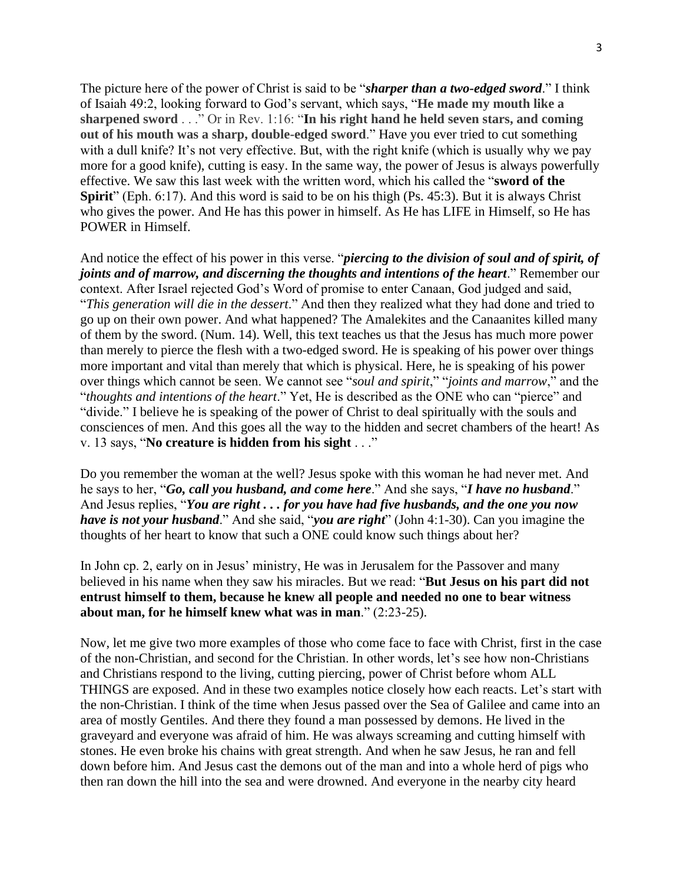The picture here of the power of Christ is said to be "***sharper than a two-edged sword***." I think of Isaiah 49:2, looking forward to God's servant, which says, "**He made my mouth like a sharpened sword** . . ." Or in Rev. 1:16: "**In his right hand he held seven stars, and coming out of his mouth was a sharp, double-edged sword**." Have you ever tried to cut something with a dull knife? It's not very effective. But, with the right knife (which is usually why we pay more for a good knife), cutting is easy. In the same way, the power of Jesus is always powerfully effective. We saw this last week with the written word, which his called the "**sword of the Spirit**" (Eph. 6:17). And this word is said to be on his thigh (Ps. 45:3). But it is always Christ who gives the power. And He has this power in himself. As He has LIFE in Himself, so He has POWER in Himself.

And notice the effect of his power in this verse. "***piercing to the division of soul and of spirit, of joints and of marrow, and discerning the thoughts and intentions of the heart***." Remember our context. After Israel rejected God's Word of promise to enter Canaan, God judged and said, "*This generation will die in the dessert*." And then they realized what they had done and tried to go up on their own power. And what happened? The Amalekites and the Canaanites killed many of them by the sword. (Num. 14). Well, this text teaches us that the Jesus has much more power than merely to pierce the flesh with a two-edged sword. He is speaking of his power over things more important and vital than merely that which is physical. Here, he is speaking of his power over things which cannot be seen. We cannot see "*soul and spirit*," "*joints and marrow*," and the "*thoughts and intentions of the heart*." Yet, He is described as the ONE who can "pierce" and "divide." I believe he is speaking of the power of Christ to deal spiritually with the souls and consciences of men. And this goes all the way to the hidden and secret chambers of the heart! As v. 13 says, "**No creature is hidden from his sight** . . ."

Do you remember the woman at the well? Jesus spoke with this woman he had never met. And he says to her, "***Go, call you husband, and come here***." And she says, "***I have no husband***." And Jesus replies, "***You are right . . . for you have had five husbands, and the one you now have is not your husband***." And she said, "***you are right***" (John 4:1-30). Can you imagine the thoughts of her heart to know that such a ONE could know such things about her?

In John cp. 2, early on in Jesus' ministry, He was in Jerusalem for the Passover and many believed in his name when they saw his miracles. But we read: "**But Jesus on his part did not entrust himself to them, because he knew all people and needed no one to bear witness about man, for he himself knew what was in man**." (2:23-25).

Now, let me give two more examples of those who come face to face with Christ, first in the case of the non-Christian, and second for the Christian. In other words, let's see how non-Christians and Christians respond to the living, cutting piercing, power of Christ before whom ALL THINGS are exposed. And in these two examples notice closely how each reacts. Let's start with the non-Christian. I think of the time when Jesus passed over the Sea of Galilee and came into an area of mostly Gentiles. And there they found a man possessed by demons. He lived in the graveyard and everyone was afraid of him. He was always screaming and cutting himself with stones. He even broke his chains with great strength. And when he saw Jesus, he ran and fell down before him. And Jesus cast the demons out of the man and into a whole herd of pigs who then ran down the hill into the sea and were drowned. And everyone in the nearby city heard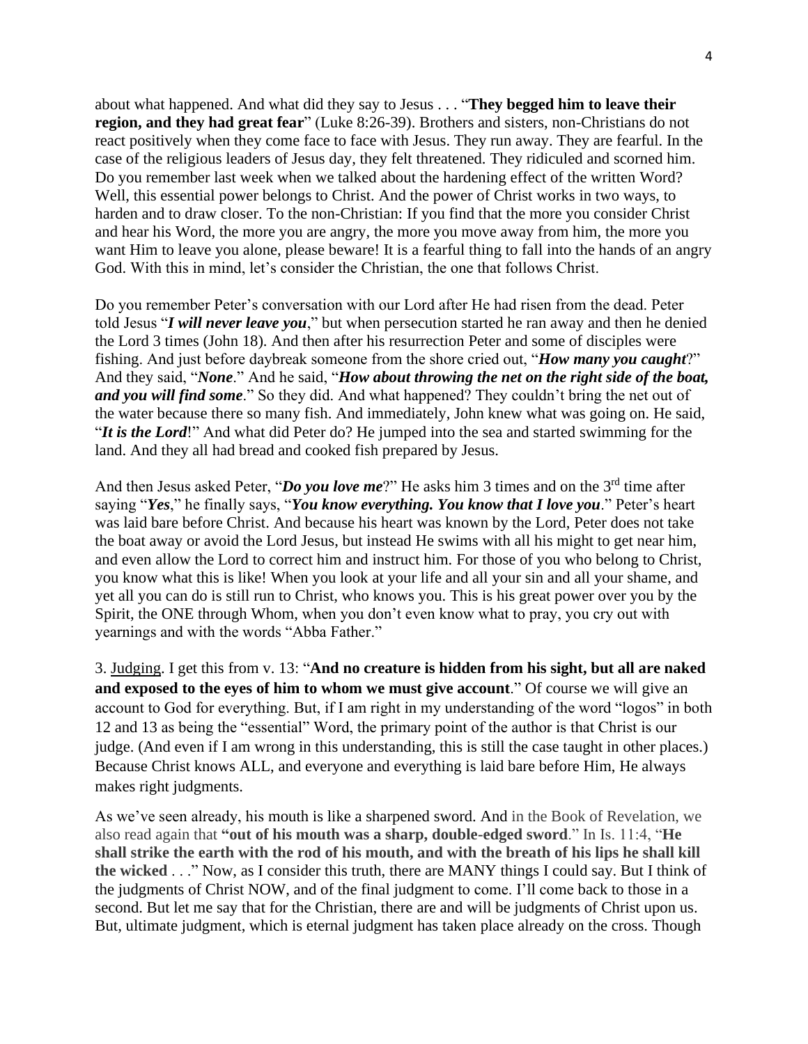about what happened. And what did they say to Jesus . . . "**They begged him to leave their region, and they had great fear**" (Luke 8:26-39). Brothers and sisters, non-Christians do not react positively when they come face to face with Jesus. They run away. They are fearful. In the case of the religious leaders of Jesus day, they felt threatened. They ridiculed and scorned him. Do you remember last week when we talked about the hardening effect of the written Word? Well, this essential power belongs to Christ. And the power of Christ works in two ways, to harden and to draw closer. To the non-Christian: If you find that the more you consider Christ and hear his Word, the more you are angry, the more you move away from him, the more you want Him to leave you alone, please beware! It is a fearful thing to fall into the hands of an angry God. With this in mind, let's consider the Christian, the one that follows Christ.

Do you remember Peter's conversation with our Lord after He had risen from the dead. Peter told Jesus "***I will never leave you***," but when persecution started he ran away and then he denied the Lord 3 times (John 18). And then after his resurrection Peter and some of disciples were fishing. And just before daybreak someone from the shore cried out, "***How many you caught***?" And they said, "***None***." And he said, "***How about throwing the net on the right side of the boat, and you will find some***." So they did. And what happened? They couldn't bring the net out of the water because there so many fish. And immediately, John knew what was going on. He said, "***It is the Lord***!" And what did Peter do? He jumped into the sea and started swimming for the land. And they all had bread and cooked fish prepared by Jesus.

And then Jesus asked Peter, "***Do you love me***?" He asks him 3 times and on the 3rd time after saying "***Yes***," he finally says, "***You know everything. You know that I love you***." Peter's heart was laid bare before Christ. And because his heart was known by the Lord, Peter does not take the boat away or avoid the Lord Jesus, but instead He swims with all his might to get near him, and even allow the Lord to correct him and instruct him. For those of you who belong to Christ, you know what this is like! When you look at your life and all your sin and all your shame, and yet all you can do is still run to Christ, who knows you. This is his great power over you by the Spirit, the ONE through Whom, when you don't even know what to pray, you cry out with yearnings and with the words "Abba Father."

3. <u>Judging</u>. I get this from v. 13: "**And no creature is hidden from his sight, but all are naked and exposed to the eyes of him to whom we must give account**." Of course we will give an account to God for everything. But, if I am right in my understanding of the word "logos" in both 12 and 13 as being the "essential" Word, the primary point of the author is that Christ is our judge. (And even if I am wrong in this understanding, this is still the case taught in other places.) Because Christ knows ALL, and everyone and everything is laid bare before Him, He always makes right judgments.

As we've seen already, his mouth is like a sharpened sword. And in the Book of Revelation, we also read again that **"out of his mouth was a sharp, double-edged sword**." In Is. 11:4, "**He shall strike the earth with the rod of his mouth, and with the breath of his lips he shall kill the wicked** . . ." Now, as I consider this truth, there are MANY things I could say. But I think of the judgments of Christ NOW, and of the final judgment to come. I'll come back to those in a second. But let me say that for the Christian, there are and will be judgments of Christ upon us. But, ultimate judgment, which is eternal judgment has taken place already on the cross. Though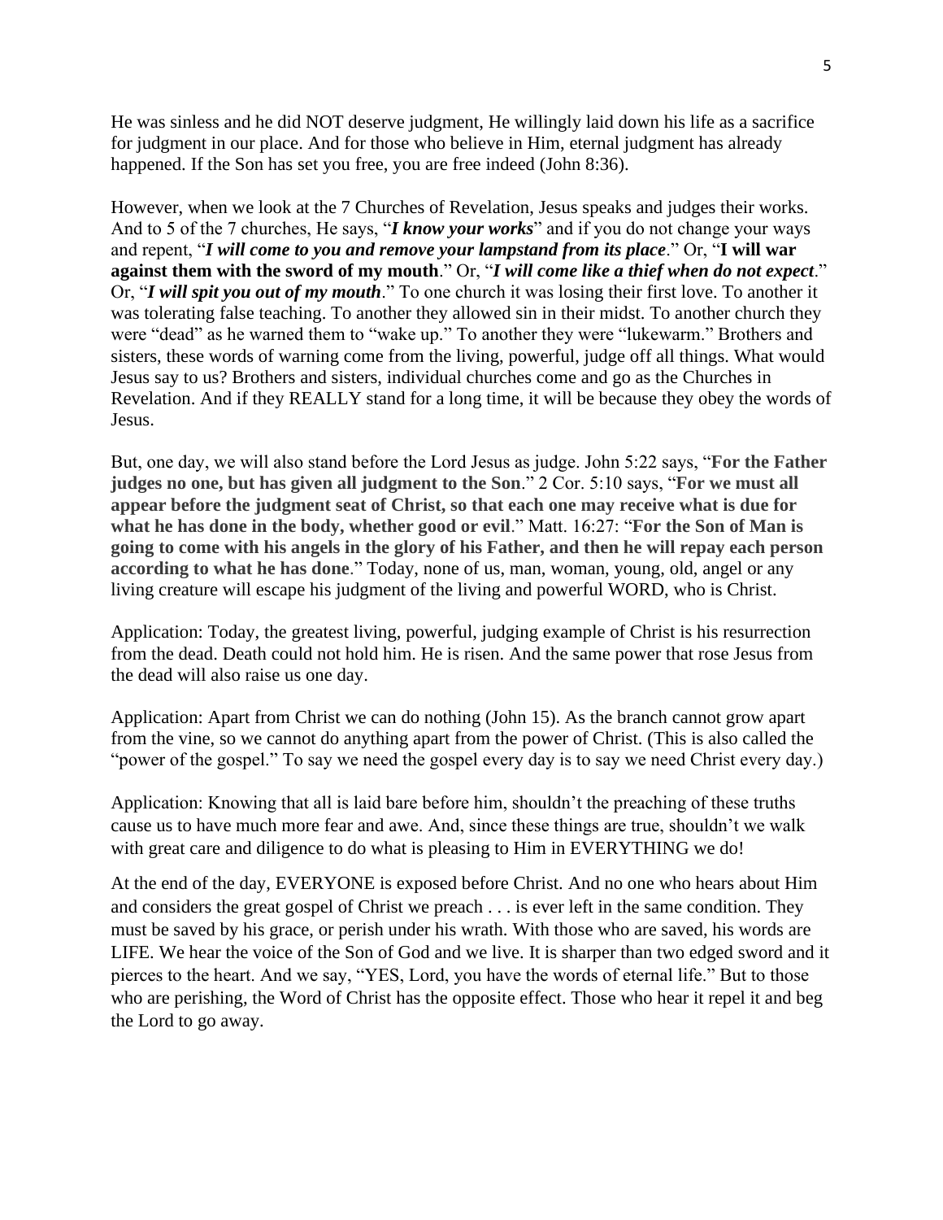He was sinless and he did NOT deserve judgment, He willingly laid down his life as a sacrifice for judgment in our place. And for those who believe in Him, eternal judgment has already happened. If the Son has set you free, you are free indeed (John 8:36).

However, when we look at the 7 Churches of Revelation, Jesus speaks and judges their works. And to 5 of the 7 churches, He says, "***I know your works***" and if you do not change your ways and repent, "***I will come to you and remove your lampstand from its place***." Or, "**I will war against them with the sword of my mouth**." Or, "***I will come like a thief when do not expect***." Or, "***I will spit you out of my mouth***." To one church it was losing their first love. To another it was tolerating false teaching. To another they allowed sin in their midst. To another church they were "dead" as he warned them to "wake up." To another they were "lukewarm." Brothers and sisters, these words of warning come from the living, powerful, judge off all things. What would Jesus say to us? Brothers and sisters, individual churches come and go as the Churches in Revelation. And if they REALLY stand for a long time, it will be because they obey the words of Jesus.

But, one day, we will also stand before the Lord Jesus as judge. John 5:22 says, "**For the Father judges no one, but has given all judgment to the Son**." 2 Cor. 5:10 says, "**For we must all appear before the judgment seat of Christ, so that each one may receive what is due for what he has done in the body, whether good or evil**." Matt. 16:27: "**For the Son of Man is going to come with his angels in the glory of his Father, and then he will repay each person according to what he has done**." Today, none of us, man, woman, young, old, angel or any living creature will escape his judgment of the living and powerful WORD, who is Christ.

Application: Today, the greatest living, powerful, judging example of Christ is his resurrection from the dead. Death could not hold him. He is risen. And the same power that rose Jesus from the dead will also raise us one day.

Application: Apart from Christ we can do nothing (John 15). As the branch cannot grow apart from the vine, so we cannot do anything apart from the power of Christ. (This is also called the "power of the gospel." To say we need the gospel every day is to say we need Christ every day.)

Application: Knowing that all is laid bare before him, shouldn't the preaching of these truths cause us to have much more fear and awe. And, since these things are true, shouldn't we walk with great care and diligence to do what is pleasing to Him in EVERYTHING we do!

At the end of the day, EVERYONE is exposed before Christ. And no one who hears about Him and considers the great gospel of Christ we preach . . . is ever left in the same condition. They must be saved by his grace, or perish under his wrath. With those who are saved, his words are LIFE. We hear the voice of the Son of God and we live. It is sharper than two edged sword and it pierces to the heart. And we say, "YES, Lord, you have the words of eternal life." But to those who are perishing, the Word of Christ has the opposite effect. Those who hear it repel it and beg the Lord to go away.